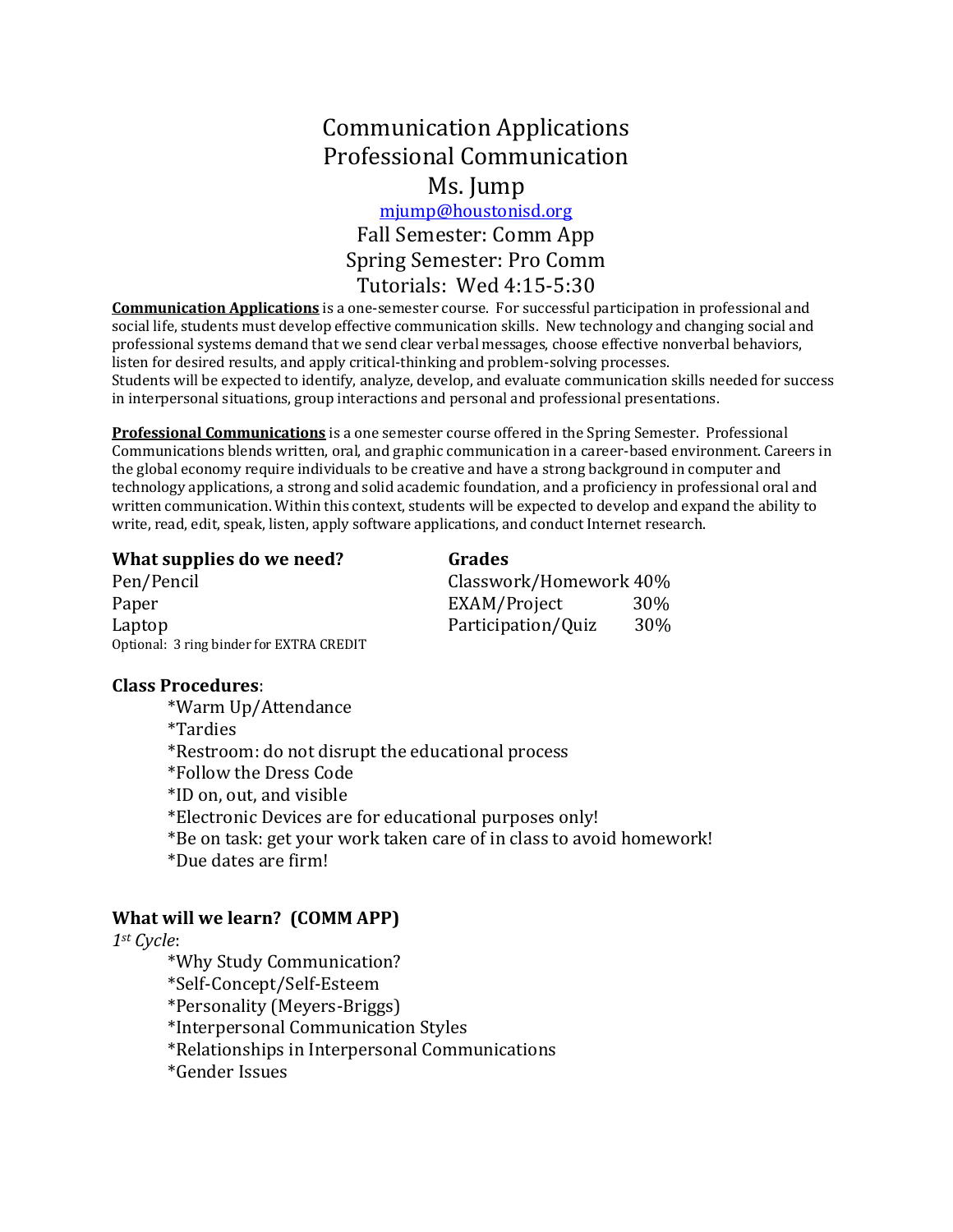# Communication Applications
# Professional Communication
# Ms. Jump

mjump@houstonisd.org

Fall Semester: Comm App

Spring Semester: Pro Comm

Tutorials: Wed 4:15-5:30

**Communication Applications** is a one-semester course. For successful participation in professional and social life, students must develop effective communication skills. New technology and changing social and professional systems demand that we send clear verbal messages, choose effective nonverbal behaviors, listen for desired results, and apply critical-thinking and problem-solving processes.
Students will be expected to identify, analyze, develop, and evaluate communication skills needed for success in interpersonal situations, group interactions and personal and professional presentations.

**Professional Communications** is a one semester course offered in the Spring Semester. Professional Communications blends written, oral, and graphic communication in a career-based environment. Careers in the global economy require individuals to be creative and have a strong background in computer and technology applications, a strong and solid academic foundation, and a proficiency in professional oral and written communication. Within this context, students will be expected to develop and expand the ability to write, read, edit, speak, listen, apply software applications, and conduct Internet research.

### What supplies do we need?

Pen/Pencil
Paper
Laptop
Optional: 3 ring binder for EXTRA CREDIT

### Grades

| | |
|---|---|
| Classwork/Homework | 40% |
| EXAM/Project | 30% |
| Participation/Quiz | 30% |

### Class Procedures:

*Warm Up/Attendance
*Tardies
*Restroom: do not disrupt the educational process
*Follow the Dress Code
*ID on, out, and visible
*Electronic Devices are for educational purposes only!
*Be on task: get your work taken care of in class to avoid homework!
*Due dates are firm!

### What will we learn? (COMM APP)

*1st Cycle*:

*Why Study Communication?
*Self-Concept/Self-Esteem
*Personality (Meyers-Briggs)
*Interpersonal Communication Styles
*Relationships in Interpersonal Communications
*Gender Issues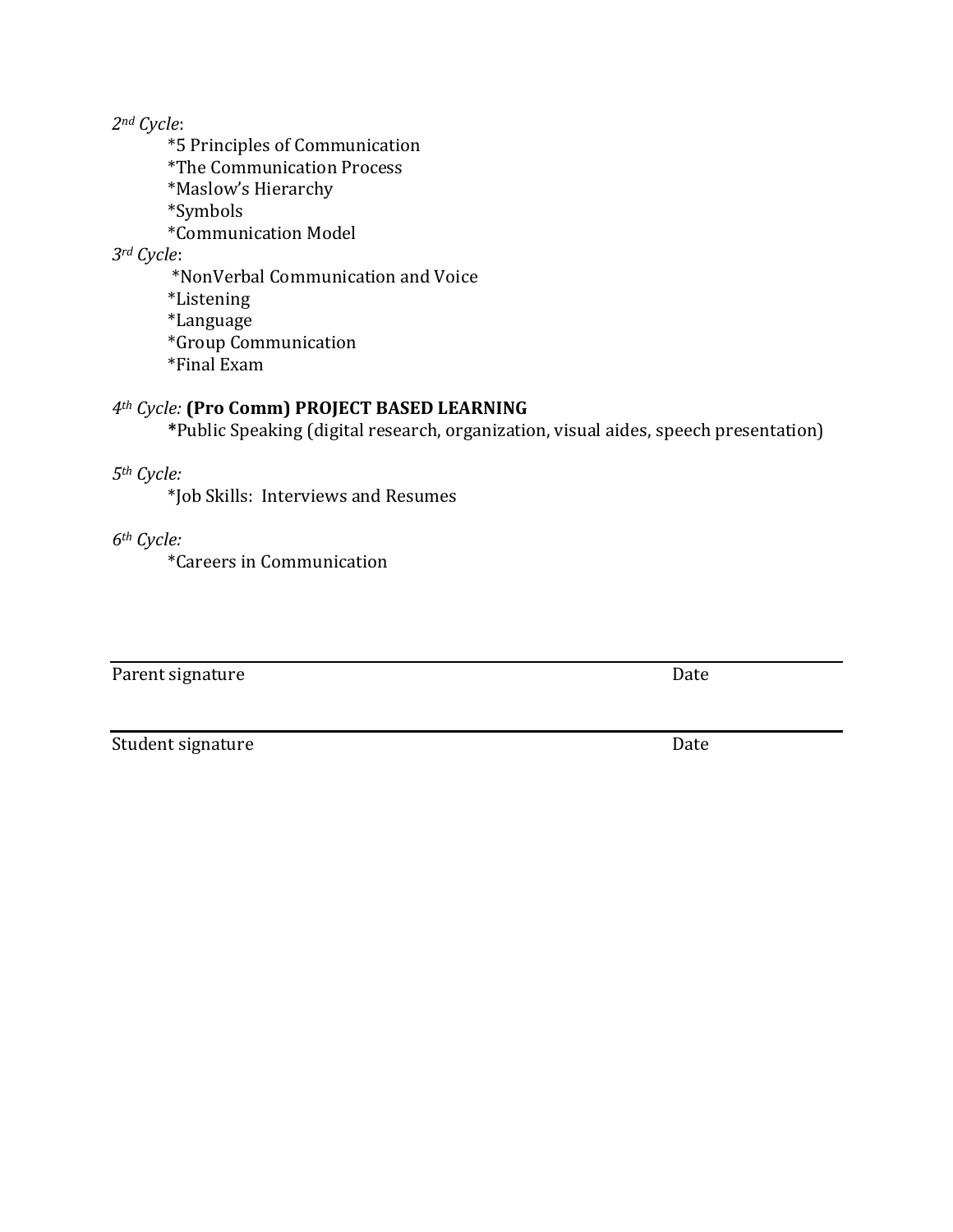*2nd Cycle*:

*5 Principles of Communication
*The Communication Process
*Maslow's Hierarchy
*Symbols
*Communication Model

*3rd Cycle*:

*NonVerbal Communication and Voice
*Listening
*Language
*Group Communication
*Final Exam

*4th Cycle:* **(Pro Comm) PROJECT BASED LEARNING**

**\***Public Speaking (digital research, organization, visual aides, speech presentation)

*5th Cycle:*

*Job Skills: Interviews and Resumes

*6th Cycle:*

*Careers in Communication

Parent signature ______________________________ Date __________

Student signature ______________________________ Date __________